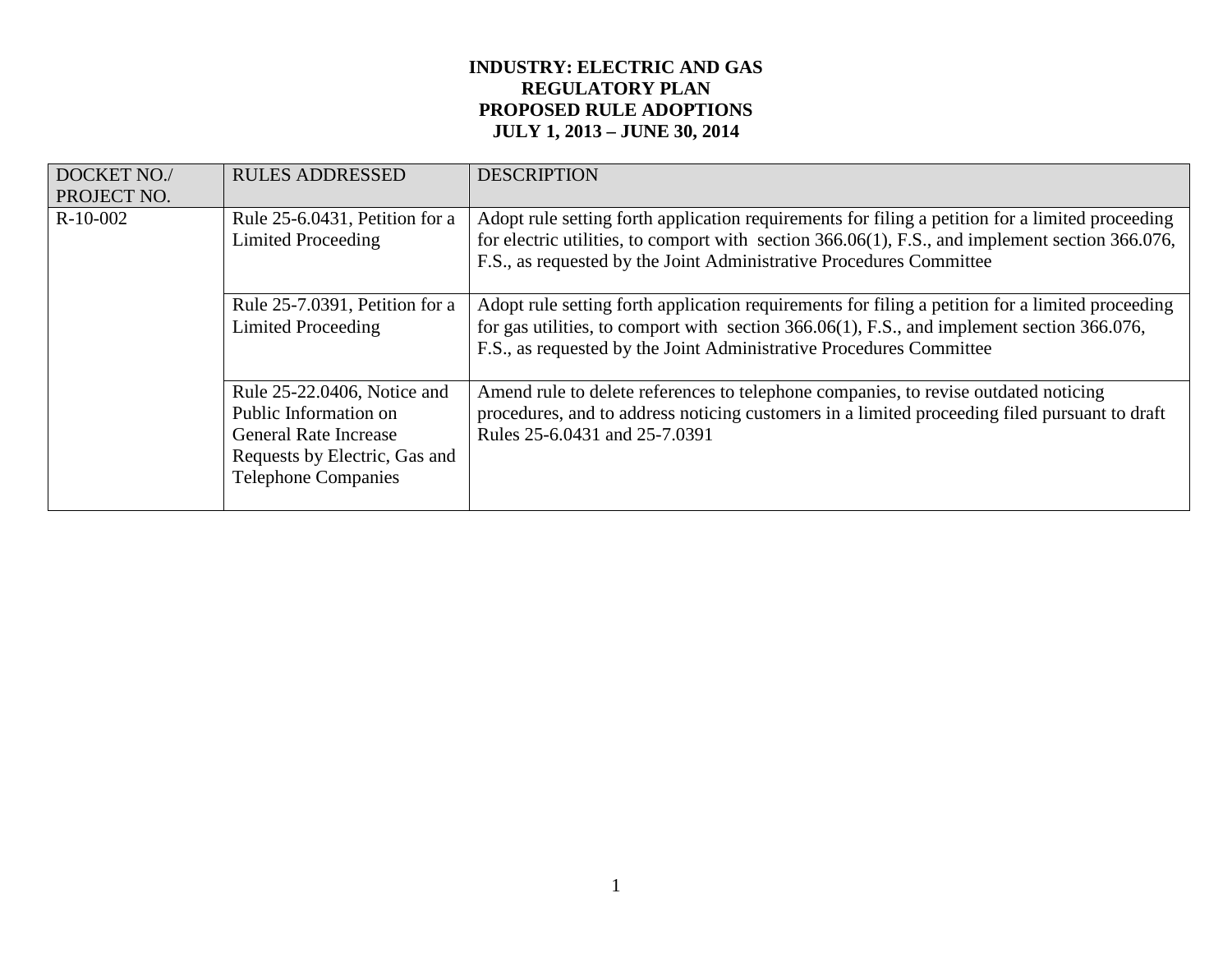# INDUSTRY: ELECTRIC AND GAS
## REGULATORY PLAN
## PROPOSED RULE ADOPTIONS
## JULY 1, 2013 – JUNE 30, 2014

| DOCKET NO./ PROJECT NO. | RULES ADDRESSED | DESCRIPTION |
|---|---|---|
| R-10-002 | Rule 25-6.0431, Petition for a Limited Proceeding | Adopt rule setting forth application requirements for filing a petition for a limited proceeding for electric utilities, to comport with section 366.06(1), F.S., and implement section 366.076, F.S., as requested by the Joint Administrative Procedures Committee |
| | Rule 25-7.0391, Petition for a Limited Proceeding | Adopt rule setting forth application requirements for filing a petition for a limited proceeding for gas utilities, to comport with section 366.06(1), F.S., and implement section 366.076, F.S., as requested by the Joint Administrative Procedures Committee |
| | Rule 25-22.0406, Notice and Public Information on General Rate Increase Requests by Electric, Gas and Telephone Companies | Amend rule to delete references to telephone companies, to revise outdated noticing procedures, and to address noticing customers in a limited proceeding filed pursuant to draft Rules 25-6.0431 and 25-7.0391 |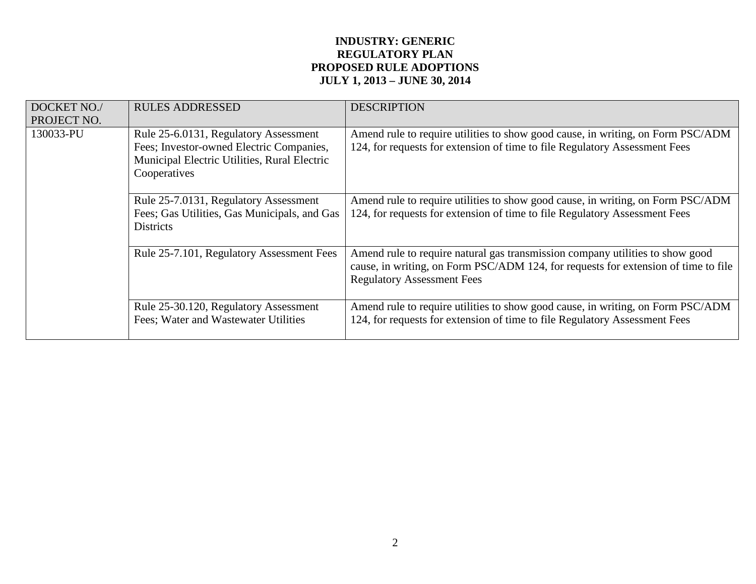**INDUSTRY: GENERIC**
**REGULATORY PLAN**
**PROPOSED RULE ADOPTIONS**
**JULY 1, 2013 – JUNE 30, 2014**

| DOCKET NO./ PROJECT NO. | RULES ADDRESSED | DESCRIPTION |
|---|---|---|
| 130033-PU | Rule 25-6.0131, Regulatory Assessment Fees; Investor-owned Electric Companies, Municipal Electric Utilities, Rural Electric Cooperatives | Amend rule to require utilities to show good cause, in writing, on Form PSC/ADM 124, for requests for extension of time to file Regulatory Assessment Fees |
| | Rule 25-7.0131, Regulatory Assessment Fees; Gas Utilities, Gas Municipals, and Gas Districts | Amend rule to require utilities to show good cause, in writing, on Form PSC/ADM 124, for requests for extension of time to file Regulatory Assessment Fees |
| | Rule 25-7.101, Regulatory Assessment Fees | Amend rule to require natural gas transmission company utilities to show good cause, in writing, on Form PSC/ADM 124, for requests for extension of time to file Regulatory Assessment Fees |
| | Rule 25-30.120, Regulatory Assessment Fees; Water and Wastewater Utilities | Amend rule to require utilities to show good cause, in writing, on Form PSC/ADM 124, for requests for extension of time to file Regulatory Assessment Fees |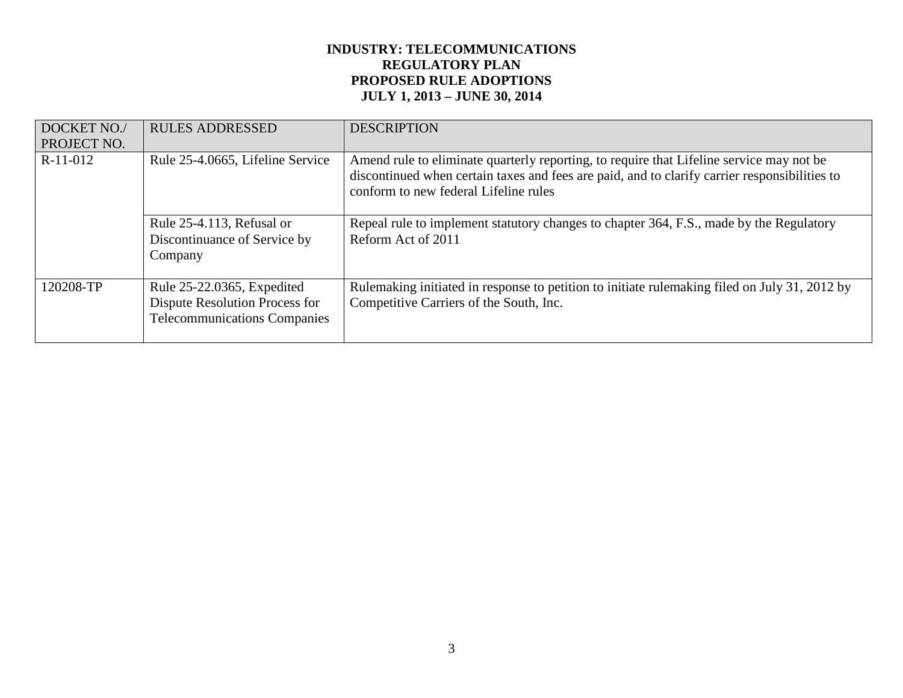**INDUSTRY: TELECOMMUNICATIONS**
**REGULATORY PLAN**
**PROPOSED RULE ADOPTIONS**
**JULY 1, 2013 – JUNE 30, 2014**

| DOCKET NO./ PROJECT NO. | RULES ADDRESSED | DESCRIPTION |
|---|---|---|
| R-11-012 | Rule 25-4.0665, Lifeline Service | Amend rule to eliminate quarterly reporting, to require that Lifeline service may not be discontinued when certain taxes and fees are paid, and to clarify carrier responsibilities to conform to new federal Lifeline rules |
| | Rule 25-4.113, Refusal or Discontinuance of Service by Company | Repeal rule to implement statutory changes to chapter 364, F.S., made by the Regulatory Reform Act of 2011 |
| 120208-TP | Rule 25-22.0365, Expedited Dispute Resolution Process for Telecommunications Companies | Rulemaking initiated in response to petition to initiate rulemaking filed on July 31, 2012 by Competitive Carriers of the South, Inc. |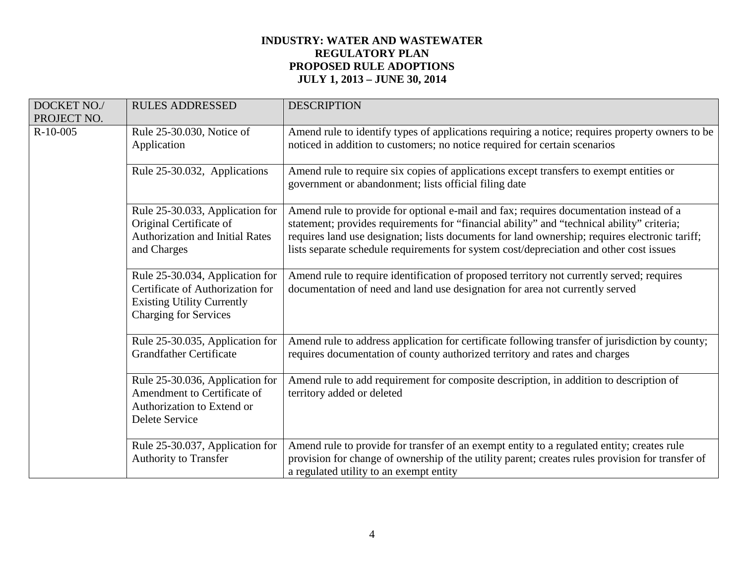**INDUSTRY: WATER AND WASTEWATER**
**REGULATORY PLAN**
**PROPOSED RULE ADOPTIONS**
**JULY 1, 2013 – JUNE 30, 2014**

| DOCKET NO./ PROJECT NO. | RULES ADDRESSED | DESCRIPTION |
|---|---|---|
| R-10-005 | Rule 25-30.030, Notice of Application | Amend rule to identify types of applications requiring a notice; requires property owners to be noticed in addition to customers; no notice required for certain scenarios |
| | Rule 25-30.032, Applications | Amend rule to require six copies of applications except transfers to exempt entities or government or abandonment; lists official filing date |
| | Rule 25-30.033, Application for Original Certificate of Authorization and Initial Rates and Charges | Amend rule to provide for optional e-mail and fax; requires documentation instead of a statement; provides requirements for "financial ability" and "technical ability" criteria; requires land use designation; lists documents for land ownership; requires electronic tariff; lists separate schedule requirements for system cost/depreciation and other cost issues |
| | Rule 25-30.034, Application for Certificate of Authorization for Existing Utility Currently Charging for Services | Amend rule to require identification of proposed territory not currently served; requires documentation of need and land use designation for area not currently served |
| | Rule 25-30.035, Application for Grandfather Certificate | Amend rule to address application for certificate following transfer of jurisdiction by county; requires documentation of county authorized territory and rates and charges |
| | Rule 25-30.036, Application for Amendment to Certificate of Authorization to Extend or Delete Service | Amend rule to add requirement for composite description, in addition to description of territory added or deleted |
| | Rule 25-30.037, Application for Authority to Transfer | Amend rule to provide for transfer of an exempt entity to a regulated entity; creates rule provision for change of ownership of the utility parent; creates rules provision for transfer of a regulated utility to an exempt entity |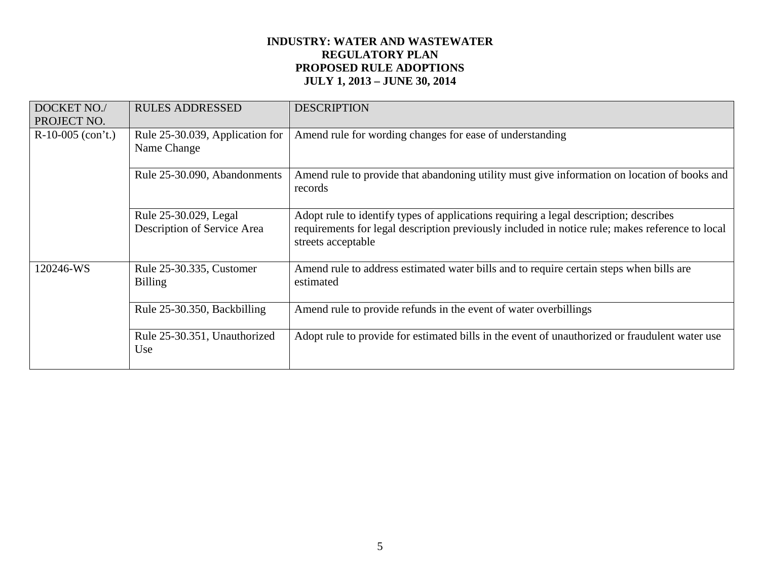**INDUSTRY: WATER AND WASTEWATER**
**REGULATORY PLAN**
**PROPOSED RULE ADOPTIONS**
**JULY 1, 2013 – JUNE 30, 2014**

| DOCKET NO./ PROJECT NO. | RULES ADDRESSED | DESCRIPTION |
|---|---|---|
| R-10-005 (con't.) | Rule 25-30.039, Application for Name Change | Amend rule for wording changes for ease of understanding |
| | Rule 25-30.090, Abandonments | Amend rule to provide that abandoning utility must give information on location of books and records |
| | Rule 25-30.029, Legal Description of Service Area | Adopt rule to identify types of applications requiring a legal description; describes requirements for legal description previously included in notice rule; makes reference to local streets acceptable |
| 120246-WS | Rule 25-30.335, Customer Billing | Amend rule to address estimated water bills and to require certain steps when bills are estimated |
| | Rule 25-30.350, Backbilling | Amend rule to provide refunds in the event of water overbillings |
| | Rule 25-30.351, Unauthorized Use | Adopt rule to provide for estimated bills in the event of unauthorized or fraudulent water use |